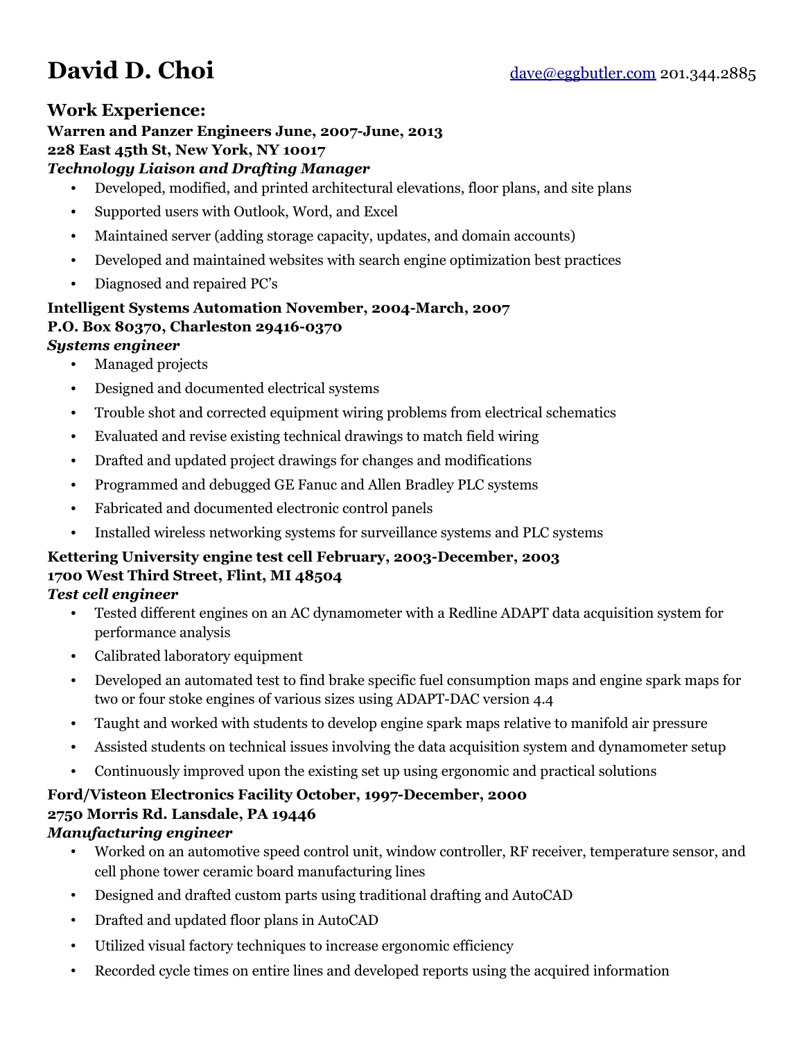# David D. Choi

dave@eggbutler.com 201.344.2885

## Work Experience:

**Warren and Panzer Engineers June, 2007-June, 2013**
**228 East 45th St, New York, NY 10017**
***Technology Liaison and Drafting Manager***

- Developed, modified, and printed architectural elevations, floor plans, and site plans
- Supported users with Outlook, Word, and Excel
- Maintained server (adding storage capacity, updates, and domain accounts)
- Developed and maintained websites with search engine optimization best practices
- Diagnosed and repaired PC's

**Intelligent Systems Automation November, 2004-March, 2007**
**P.O. Box 80370, Charleston 29416-0370**
***Systems engineer***

- Managed projects
- Designed and documented electrical systems
- Trouble shot and corrected equipment wiring problems from electrical schematics
- Evaluated and revise existing technical drawings to match field wiring
- Drafted and updated project drawings for changes and modifications
- Programmed and debugged GE Fanuc and Allen Bradley PLC systems
- Fabricated and documented electronic control panels
- Installed wireless networking systems for surveillance systems and PLC systems

**Kettering University engine test cell February, 2003-December, 2003**
**1700 West Third Street, Flint, MI 48504**
***Test cell engineer***

- Tested different engines on an AC dynamometer with a Redline ADAPT data acquisition system for performance analysis
- Calibrated laboratory equipment
- Developed an automated test to find brake specific fuel consumption maps and engine spark maps for two or four stoke engines of various sizes using ADAPT-DAC version 4.4
- Taught and worked with students to develop engine spark maps relative to manifold air pressure
- Assisted students on technical issues involving the data acquisition system and dynamometer setup
- Continuously improved upon the existing set up using ergonomic and practical solutions

**Ford/Visteon Electronics Facility October, 1997-December, 2000**
**2750 Morris Rd. Lansdale, PA 19446**
***Manufacturing engineer***

- Worked on an automotive speed control unit, window controller, RF receiver, temperature sensor, and cell phone tower ceramic board manufacturing lines
- Designed and drafted custom parts using traditional drafting and AutoCAD
- Drafted and updated floor plans in AutoCAD
- Utilized visual factory techniques to increase ergonomic efficiency
- Recorded cycle times on entire lines and developed reports using the acquired information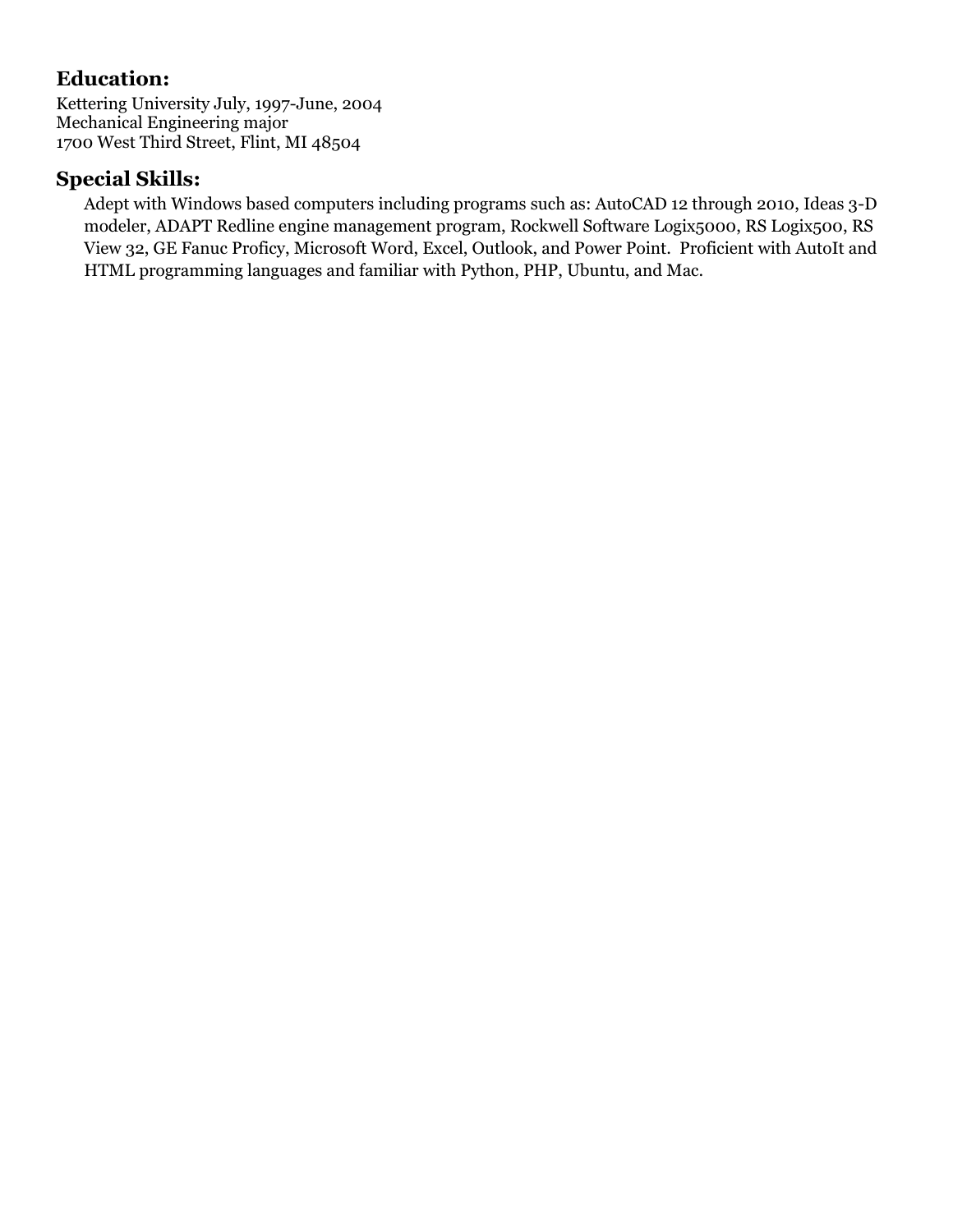## Education:

Kettering University July, 1997-June, 2004
Mechanical Engineering major
1700 West Third Street, Flint, MI 48504

## Special Skills:

Adept with Windows based computers including programs such as: AutoCAD 12 through 2010, Ideas 3-D modeler, ADAPT Redline engine management program, Rockwell Software Logix5000, RS Logix500, RS View 32, GE Fanuc Proficy, Microsoft Word, Excel, Outlook, and Power Point. Proficient with AutoIt and HTML programming languages and familiar with Python, PHP, Ubuntu, and Mac.